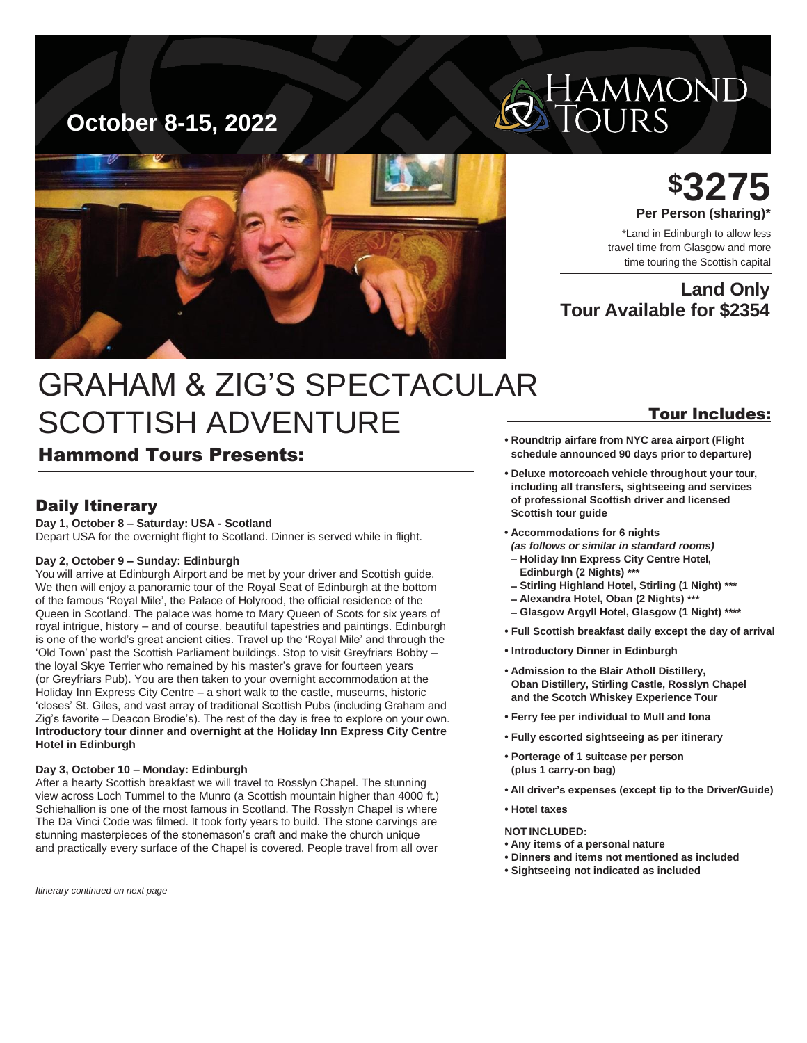**October 8-15, 2022**

HAMMOND TOURS

# $3275

**Per Person (sharing)***

*Land in Edinburgh to allow less travel time from Glasgow and more time touring the Scottish capital

**Land Only**
**Tour Available for $2354**

# GRAHAM & ZIG'S SPECTACULAR SCOTTISH ADVENTURE

## Hammond Tours Presents:

### Daily Itinerary

**Day 1, October 8 – Saturday: USA - Scotland**
Depart USA for the overnight flight to Scotland. Dinner is served while in flight.

**Day 2, October 9 – Sunday: Edinburgh**
You will arrive at Edinburgh Airport and be met by your driver and Scottish guide. We then will enjoy a panoramic tour of the Royal Seat of Edinburgh at the bottom of the famous 'Royal Mile', the Palace of Holyrood, the official residence of the Queen in Scotland. The palace was home to Mary Queen of Scots for six years of royal intrigue, history – and of course, beautiful tapestries and paintings. Edinburgh is one of the world's great ancient cities. Travel up the 'Royal Mile' and through the 'Old Town' past the Scottish Parliament buildings. Stop to visit Greyfriars Bobby – the loyal Skye Terrier who remained by his master's grave for fourteen years (or Greyfriars Pub). You are then taken to your overnight accommodation at the Holiday Inn Express City Centre – a short walk to the castle, museums, historic 'closes' St. Giles, and vast array of traditional Scottish Pubs (including Graham and Zig's favorite – Deacon Brodie's). The rest of the day is free to explore on your own. **Introductory tour dinner and overnight at the Holiday Inn Express City Centre Hotel in Edinburgh**

**Day 3, October 10 – Monday: Edinburgh**
After a hearty Scottish breakfast we will travel to Rosslyn Chapel. The stunning view across Loch Tummel to the Munro (a Scottish mountain higher than 4000 ft.) Schiehallion is one of the most famous in Scotland. The Rosslyn Chapel is where The Da Vinci Code was filmed. It took forty years to build. The stone carvings are stunning masterpieces of the stonemason's craft and make the church unique and practically every surface of the Chapel is covered. People travel from all over

*Itinerary continued on next page*

### Tour Includes:

- **Roundtrip airfare from NYC area airport (Flight schedule announced 90 days prior to departure)**
- **Deluxe motorcoach vehicle throughout your tour, including all transfers, sightseeing and services of professional Scottish driver and licensed Scottish tour guide**
- **Accommodations for 6 nights** ***(as follows or similar in standard rooms)***
  - **Holiday Inn Express City Centre Hotel, Edinburgh (2 Nights) *****
  - **Stirling Highland Hotel, Stirling (1 Night) *****
  - **Alexandra Hotel, Oban (2 Nights) *****
  - **Glasgow Argyll Hotel, Glasgow (1 Night) ******
- **Full Scottish breakfast daily except the day of arrival**
- **Introductory Dinner in Edinburgh**
- **Admission to the Blair Atholl Distillery, Oban Distillery, Stirling Castle, Rosslyn Chapel and the Scotch Whiskey Experience Tour**
- **Ferry fee per individual to Mull and Iona**
- **Fully escorted sightseeing as per itinerary**
- **Porterage of 1 suitcase per person (plus 1 carry-on bag)**
- **All driver's expenses (except tip to the Driver/Guide)**
- **Hotel taxes**

**NOT INCLUDED:**

- **Any items of a personal nature**
- **Dinners and items not mentioned as included**
- **Sightseeing not indicated as included**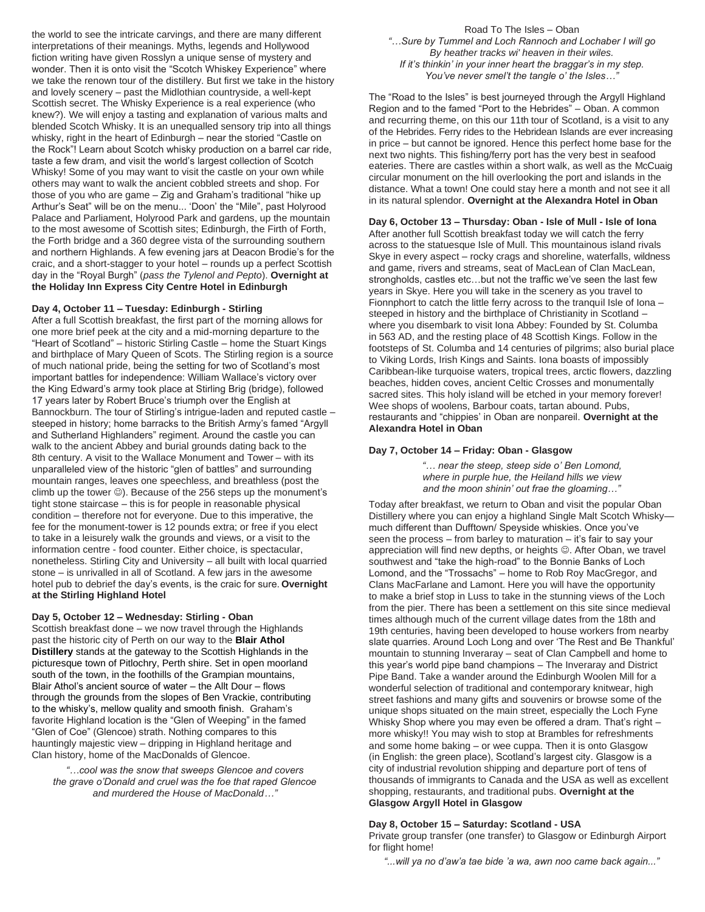the world to see the intricate carvings, and there are many different interpretations of their meanings. Myths, legends and Hollywood fiction writing have given Rosslyn a unique sense of mystery and wonder. Then it is onto visit the "Scotch Whiskey Experience" where we take the renown tour of the distillery. But first we take in the history and lovely scenery – past the Midlothian countryside, a well-kept Scottish secret. The Whisky Experience is a real experience (who knew?). We will enjoy a tasting and explanation of various malts and blended Scotch Whisky. It is an unequalled sensory trip into all things whisky, right in the heart of Edinburgh – near the storied "Castle on the Rock"! Learn about Scotch whisky production on a barrel car ride, taste a few dram, and visit the world's largest collection of Scotch Whisky! Some of you may want to visit the castle on your own while others may want to walk the ancient cobbled streets and shop. For those of you who are game – Zig and Graham's traditional "hike up Arthur's Seat" will be on the menu... 'Doon' the "Mile", past Holyrood Palace and Parliament, Holyrood Park and gardens, up the mountain to the most awesome of Scottish sites; Edinburgh, the Firth of Forth, the Forth bridge and a 360 degree vista of the surrounding southern and northern Highlands. A few evening jars at Deacon Brodie's for the craic, and a short-stagger to your hotel – rounds up a perfect Scottish day in the "Royal Burgh" (*pass the Tylenol and Pepto*). **Overnight at the Holiday Inn Express City Centre Hotel in Edinburgh**

**Day 4, October 11 – Tuesday: Edinburgh - Stirling**

After a full Scottish breakfast, the first part of the morning allows for one more brief peek at the city and a mid-morning departure to the "Heart of Scotland" – historic Stirling Castle – home the Stuart Kings and birthplace of Mary Queen of Scots. The Stirling region is a source of much national pride, being the setting for two of Scotland's most important battles for independence: William Wallace's victory over the King Edward's army took place at Stirling Brig (bridge), followed 17 years later by Robert Bruce's triumph over the English at Bannockburn. The tour of Stirling's intrigue-laden and reputed castle – steeped in history; home barracks to the British Army's famed "Argyll and Sutherland Highlanders" regiment. Around the castle you can walk to the ancient Abbey and burial grounds dating back to the 8th century. A visit to the Wallace Monument and Tower – with its unparalleled view of the historic "glen of battles" and surrounding mountain ranges, leaves one speechless, and breathless (post the climb up the tower ☺). Because of the 256 steps up the monument's tight stone staircase – this is for people in reasonable physical condition – therefore not for everyone. Due to this imperative, the fee for the monument-tower is 12 pounds extra; or free if you elect to take in a leisurely walk the grounds and views, or a visit to the information centre - food counter. Either choice, is spectacular, nonetheless. Stirling City and University – all built with local quarried stone – is unrivalled in all of Scotland. A few jars in the awesome hotel pub to debrief the day's events, is the craic for sure. **Overnight at the Stirling Highland Hotel**

**Day 5, October 12 – Wednesday: Stirling - Oban**

Scottish breakfast done – we now travel through the Highlands past the historic city of Perth on our way to the **Blair Athol Distillery** stands at the gateway to the Scottish Highlands in the picturesque town of Pitlochry, Perth shire. Set in open moorland south of the town, in the foothills of the Grampian mountains, Blair Athol's ancient source of water – the Allt Dour – flows through the grounds from the slopes of Ben Vrackie, contributing to the whisky's, mellow quality and smooth finish. Graham's favorite Highland location is the "Glen of Weeping" in the famed "Glen of Coe" (Glencoe) strath. Nothing compares to this hauntingly majestic view – dripping in Highland heritage and Clan history, home of the MacDonalds of Glencoe.

*"…cool was the snow that sweeps Glencoe and covers the grave o'Donald and cruel was the foe that raped Glencoe and murdered the House of MacDonald…"*

Road To The Isles – Oban

*"…Sure by Tummel and Loch Rannoch and Lochaber I will go*
*By heather tracks wi' heaven in their wiles.*
*If it's thinkin' in your inner heart the braggar's in my step.*
*You've never smel't the tangle o' the Isles…"*

The "Road to the Isles" is best journeyed through the Argyll Highland Region and to the famed "Port to the Hebrides" – Oban. A common and recurring theme, on this our 11th tour of Scotland, is a visit to any of the Hebrides. Ferry rides to the Hebridean Islands are ever increasing in price – but cannot be ignored. Hence this perfect home base for the next two nights. This fishing/ferry port has the very best in seafood eateries. There are castles within a short walk, as well as the McCuaig circular monument on the hill overlooking the port and islands in the distance. What a town! One could stay here a month and not see it all in its natural splendor. **Overnight at the Alexandra Hotel in Oban**

**Day 6, October 13 – Thursday: Oban - Isle of Mull - Isle of Iona**

After another full Scottish breakfast today we will catch the ferry across to the statuesque Isle of Mull. This mountainous island rivals Skye in every aspect – rocky crags and shoreline, waterfalls, wildness and game, rivers and streams, seat of MacLean of Clan MacLean, strongholds, castles etc…but not the traffic we've seen the last few years in Skye. Here you will take in the scenery as you travel to Fionnphort to catch the little ferry across to the tranquil Isle of Iona – steeped in history and the birthplace of Christianity in Scotland – where you disembark to visit Iona Abbey: Founded by St. Columba in 563 AD, and the resting place of 48 Scottish Kings. Follow in the footsteps of St. Columba and 14 centuries of pilgrims; also burial place to Viking Lords, Irish Kings and Saints. Iona boasts of impossibly Caribbean-like turquoise waters, tropical trees, arctic flowers, dazzling beaches, hidden coves, ancient Celtic Crosses and monumentally sacred sites. This holy island will be etched in your memory forever! Wee shops of woolens, Barbour coats, tartan abound. Pubs, restaurants and "chippies' in Oban are nonpareil. **Overnight at the Alexandra Hotel in Oban**

**Day 7, October 14 – Friday: Oban - Glasgow**

*"… near the steep, steep side o' Ben Lomond,*
*where in purple hue, the Heiland hills we view*
*and the moon shinin' out frae the gloaming…"*

Today after breakfast, we return to Oban and visit the popular Oban Distillery where you can enjoy a highland Single Malt Scotch Whisky—much different than Dufftown/ Speyside whiskies. Once you've seen the process – from barley to maturation – it's fair to say your appreciation will find new depths, or heights ☺. After Oban, we travel southwest and "take the high-road" to the Bonnie Banks of Loch Lomond, and the "Trossachs" – home to Rob Roy MacGregor, and Clans MacFarlane and Lamont. Here you will have the opportunity to make a brief stop in Luss to take in the stunning views of the Loch from the pier. There has been a settlement on this site since medieval times although much of the current village dates from the 18th and 19th centuries, having been developed to house workers from nearby slate quarries. Around Loch Long and over 'The Rest and Be Thankful' mountain to stunning Inveraray – seat of Clan Campbell and home to this year's world pipe band champions – The Inveraray and District Pipe Band. Take a wander around the Edinburgh Woolen Mill for a wonderful selection of traditional and contemporary knitwear, high street fashions and many gifts and souvenirs or browse some of the unique shops situated on the main street, especially the Loch Fyne Whisky Shop where you may even be offered a dram. That's right – more whisky!! You may wish to stop at Brambles for refreshments and some home baking – or wee cuppa. Then it is onto Glasgow (in English: the green place), Scotland's largest city. Glasgow is a city of industrial revolution shipping and departure port of tens of thousands of immigrants to Canada and the USA as well as excellent shopping, restaurants, and traditional pubs. **Overnight at the Glasgow Argyll Hotel in Glasgow**

**Day 8, October 15 – Saturday: Scotland - USA**

Private group transfer (one transfer) to Glasgow or Edinburgh Airport for flight home!

*"...will ya no d'aw'a tae bide 'a wa, awn noo came back again..."*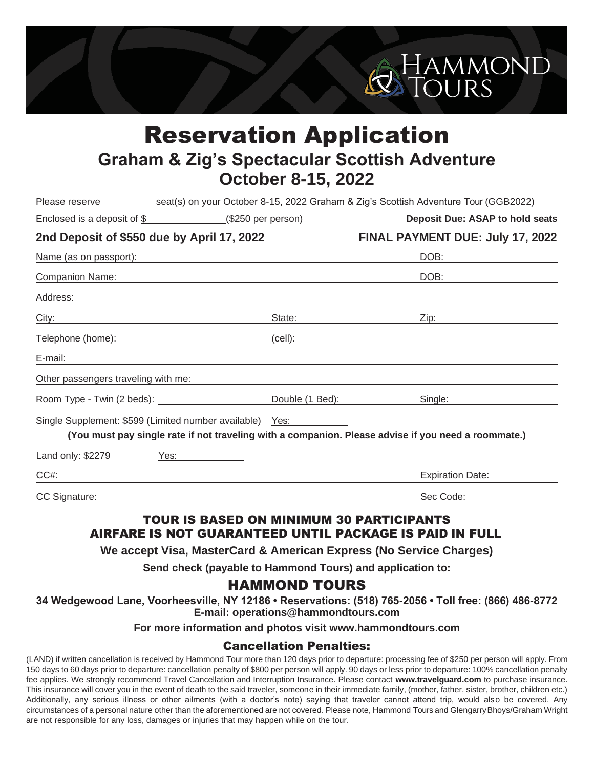HAMMOND TOURS

# Reservation Application

## Graham & Zig's Spectacular Scottish Adventure
## October 8-15, 2022

Please reserve__________seat(s) on your October 8-15, 2022 Graham & Zig's Scottish Adventure Tour (GGB2022)

Enclosed is a deposit of $______________($250 per person) **Deposit Due: ASAP to hold seats**

**2nd Deposit of $550 due by April 17, 2022** **FINAL PAYMENT DUE: July 17, 2022**

Name (as on passport): DOB:

Companion Name: DOB:

Address:

City: State: Zip:

Telephone (home): (cell):

E-mail:

Other passengers traveling with me:

Room Type - Twin (2 beds): Double (1 Bed): Single:

Single Supplement: $599 (Limited number available) Yes:

**(You must pay single rate if not traveling with a companion. Please advise if you need a roommate.)**

Land only: $2279 Yes:

CC#: Expiration Date:

CC Signature: Sec Code:

### TOUR IS BASED ON MINIMUM 30 PARTICIPANTS
### AIRFARE IS NOT GUARANTEED UNTIL PACKAGE IS PAID IN FULL

**We accept Visa, MasterCard & American Express (No Service Charges)**

**Send check (payable to Hammond Tours) and application to:**

## HAMMOND TOURS

**34 Wedgewood Lane, Voorheesville, NY 12186 • Reservations: (518) 765-2056 • Toll free: (866) 486-8772**
**E-mail: operations@hammondtours.com**

**For more information and photos visit www.hammondtours.com**

### Cancellation Penalties:

(LAND) if written cancellation is received by Hammond Tour more than 120 days prior to departure: processing fee of $250 per person will apply. From 150 days to 60 days prior to departure: cancellation penalty of $800 per person will apply. 90 days or less prior to departure: 100% cancellation penalty fee applies. We strongly recommend Travel Cancellation and Interruption Insurance. Please contact **www.travelguard.com** to purchase insurance. This insurance will cover you in the event of death to the said traveler, someone in their immediate family, (mother, father, sister, brother, children etc.) Additionally, any serious illness or other ailments (with a doctor's note) saying that traveler cannot attend trip, would also be covered. Any circumstances of a personal nature other than the aforementioned are not covered. Please note, Hammond Tours and Glengarry Bhoys/Graham Wright are not responsible for any loss, damages or injuries that may happen while on the tour.